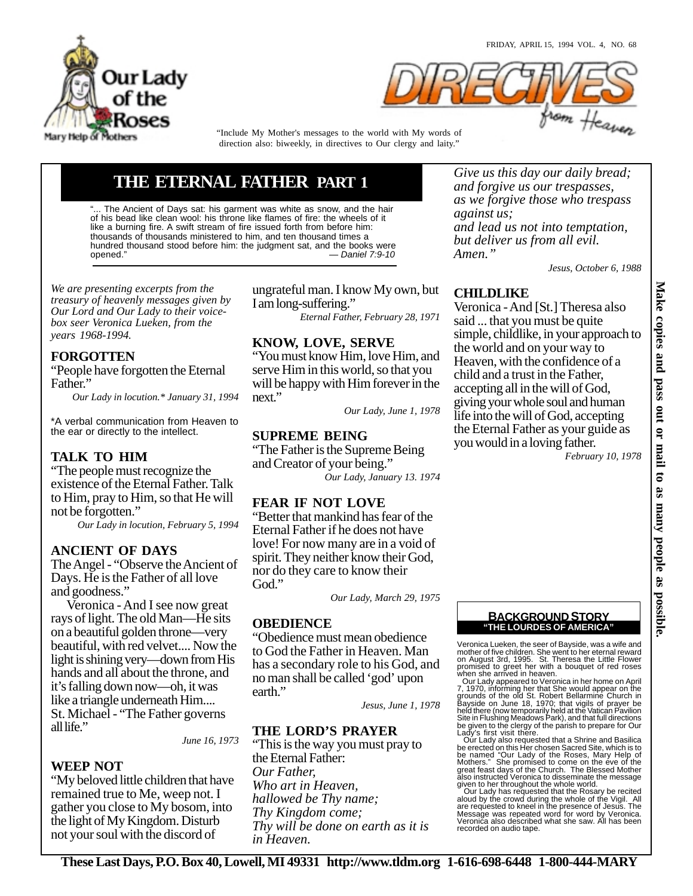# DIRECTIVES from Heaven

**Our Lady of the Roses**
Mary Help of Mothers

FRIDAY, APRIL 15, 1994 VOL. 4, NO. 68

"Include My Mother's messages to the world with My words of direction also: biweekly, in directives to Our clergy and laity."

## THE ETERNAL FATHER PART 1

"... The Ancient of Days sat: his garment was white as snow, and the hair of his bead like clean wool: his throne like flames of fire: the wheels of it like a burning fire. A swift stream of fire issued forth from before him: thousands of thousands ministered to him, and ten thousand times a hundred thousand stood before him: the judgment sat, and the books were opened." — *Daniel 7:9-10*

*We are presenting excerpts from the treasury of heavenly messages given by Our Lord and Our Lady to their voice-box seer Veronica Lueken, from the years 1968-1994.*

### FORGOTTEN

"People have forgotten the Eternal Father."

*Our Lady in locution.\* January 31, 1994*

\*A verbal communication from Heaven to the ear or directly to the intellect.

### TALK TO HIM

"The people must recognize the existence of the Eternal Father. Talk to Him, pray to Him, so that He will not be forgotten."

*Our Lady in locution, February 5, 1994*

### ANCIENT OF DAYS

The Angel - "Observe the Ancient of Days. He is the Father of all love and goodness."

Veronica - And I see now great rays of light. The old Man—He sits on a beautiful golden throne—very beautiful, with red velvet.... Now the light is shining very—down from His hands and all about the throne, and it's falling down now—oh, it was like a triangle underneath Him.... St. Michael - "The Father governs all life."

*June 16, 1973*

### WEEP NOT

"My beloved little children that have remained true to Me, weep not. I gather you close to My bosom, into the light of My Kingdom. Disturb not your soul with the discord of ungrateful man. I know My own, but I am long-suffering."

*Eternal Father, February 28, 1971*

### KNOW, LOVE, SERVE

"You must know Him, love Him, and serve Him in this world, so that you will be happy with Him forever in the next."

*Our Lady, June 1, 1978*

### SUPREME BEING

"The Father is the Supreme Being and Creator of your being."

*Our Lady, January 13. 1974*

### FEAR IF NOT LOVE

"Better that mankind has fear of the Eternal Father if he does not have love! For now many are in a void of spirit. They neither know their God, nor do they care to know their God."

*Our Lady, March 29, 1975*

### OBEDIENCE

"Obedience must mean obedience to God the Father in Heaven. Man has a secondary role to his God, and no man shall be called 'god' upon earth."

*Jesus, June 1, 1978*

### THE LORD'S PRAYER

"This is the way you must pray to the Eternal Father:
*Our Father,*
*Who art in Heaven,*
*hallowed be Thy name;*
*Thy Kingdom come;*
*Thy will be done on earth as it is in Heaven.*
*Give us this day our daily bread;*
*and forgive us our trespasses,*
*as we forgive those who trespass against us;*
*and lead us not into temptation,*
*but deliver us from all evil.*
*Amen."*

*Jesus, October 6, 1988*

### CHILDLIKE

Veronica - And [St.] Theresa also said ... that you must be quite simple, childlike, in your approach to the world and on your way to Heaven, with the confidence of a child and a trust in the Father, accepting all in the will of God, giving your whole soul and human life into the will of God, accepting the Eternal Father as your guide as you would in a loving father.

*February 10, 1978*

**Make copies and pass out or mail to as many people as possible.**

### BACKGROUND STORY
**"THE LOURDES OF AMERICA"**

Veronica Lueken, the seer of Bayside, was a wife and mother of five children. She went to her eternal reward on August 3rd, 1995. St. Theresa the Little Flower promised to greet her with a bouquet of red roses when she arrived in heaven.

Our Lady appeared to Veronica in her home on April 7, 1970, informing her that She would appear on the grounds of the old St. Robert Bellarmine Church in Bayside on June 18, 1970; that vigils of prayer be held there (now temporarily held at the Vatican Pavilion Site in Flushing Meadows Park), and that full directions be given to the clergy of the parish to prepare for Our Lady's first visit there.

Our Lady also requested that a Shrine and Basilica be erected on this Her chosen Sacred Site, which is to be named "Our Lady of the Roses, Mary Help of Mothers." She promised to come on the eve of the great feast days of the Church. The Blessed Mother also instructed Veronica to disseminate the message given to her throughout the whole world.

Our Lady has requested that the Rosary be recited aloud by the crowd during the whole of the Vigil. All are requested to kneel in the presence of Jesus. The Message was repeated word for word by Veronica. Veronica also described what she saw. All has been recorded on audio tape.

**These Last Days, P.O. Box 40, Lowell, MI 49331 http://www.tldm.org 1-616-698-6448 1-800-444-MARY**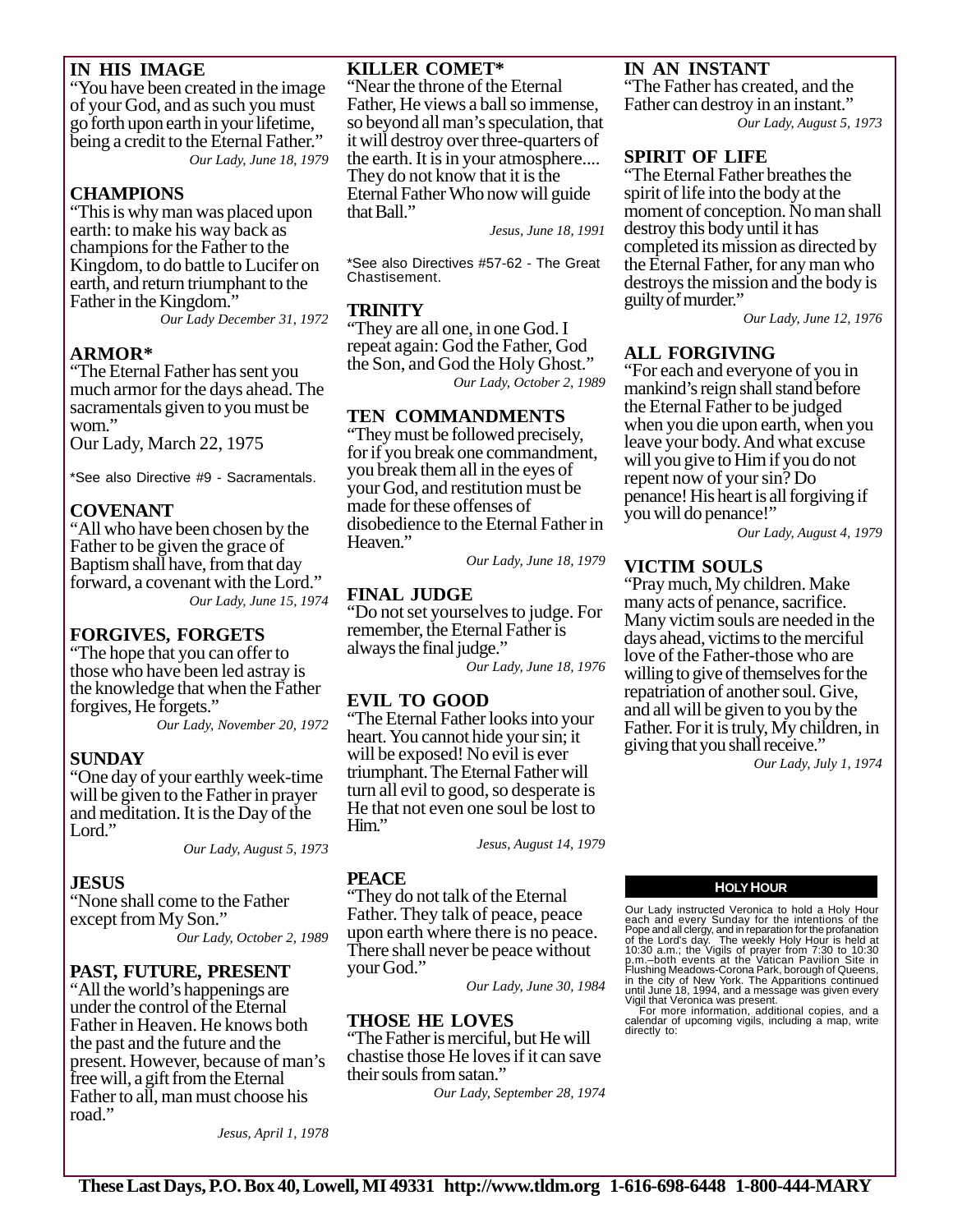### IN HIS IMAGE

"You have been created in the image of your God, and as such you must go forth upon earth in your lifetime, being a credit to the Eternal Father."

*Our Lady, June 18, 1979*

### CHAMPIONS

"This is why man was placed upon earth: to make his way back as champions for the Father to the Kingdom, to do battle to Lucifer on earth, and return triumphant to the Father in the Kingdom."

*Our Lady December 31, 1972*

### ARMOR*

"The Eternal Father has sent you much armor for the days ahead. The sacramentals given to you must be worn."

Our Lady, March 22, 1975

*See also Directive #9 - Sacramentals.

### COVENANT

"All who have been chosen by the Father to be given the grace of Baptism shall have, from that day forward, a covenant with the Lord."

*Our Lady, June 15, 1974*

### FORGIVES, FORGETS

"The hope that you can offer to those who have been led astray is the knowledge that when the Father forgives, He forgets."

*Our Lady, November 20, 1972*

### SUNDAY

"One day of your earthly week-time will be given to the Father in prayer and meditation. It is the Day of the Lord."

*Our Lady, August 5, 1973*

### JESUS

"None shall come to the Father except from My Son."

*Our Lady, October 2, 1989*

### PAST, FUTURE, PRESENT

"All the world's happenings are under the control of the Eternal Father in Heaven. He knows both the past and the future and the present. However, because of man's free will, a gift from the Eternal Father to all, man must choose his road."

*Jesus, April 1, 1978*

### KILLER COMET*

"Near the throne of the Eternal Father, He views a ball so immense, so beyond all man's speculation, that it will destroy over three-quarters of the earth. It is in your atmosphere.... They do not know that it is the Eternal Father Who now will guide that Ball."

*Jesus, June 18, 1991*

*See also Directives #57-62 - The Great Chastisement.

### TRINITY

"They are all one, in one God. I repeat again: God the Father, God the Son, and God the Holy Ghost."

*Our Lady, October 2, 1989*

### TEN COMMANDMENTS

"They must be followed precisely, for if you break one commandment, you break them all in the eyes of your God, and restitution must be made for these offenses of disobedience to the Eternal Father in Heaven."

*Our Lady, June 18, 1979*

### FINAL JUDGE

"Do not set yourselves to judge. For remember, the Eternal Father is always the final judge."

*Our Lady, June 18, 1976*

### EVIL TO GOOD

"The Eternal Father looks into your heart. You cannot hide your sin; it will be exposed! No evil is ever triumphant. The Eternal Father will turn all evil to good, so desperate is He that not even one soul be lost to Him."

*Jesus, August 14, 1979*

### PEACE

"They do not talk of the Eternal Father. They talk of peace, peace upon earth where there is no peace. There shall never be peace without your God."

*Our Lady, June 30, 1984*

### THOSE HE LOVES

"The Father is merciful, but He will chastise those He loves if it can save their souls from satan."

*Our Lady, September 28, 1974*

### IN AN INSTANT

"The Father has created, and the Father can destroy in an instant."

*Our Lady, August 5, 1973*

### SPIRIT OF LIFE

"The Eternal Father breathes the spirit of life into the body at the moment of conception. No man shall destroy this body until it has completed its mission as directed by the Eternal Father, for any man who destroys the mission and the body is guilty of murder."

*Our Lady, June 12, 1976*

### ALL FORGIVING

"For each and everyone of you in mankind's reign shall stand before the Eternal Father to be judged when you die upon earth, when you leave your body. And what excuse will you give to Him if you do not repent now of your sin? Do penance! His heart is all forgiving if you will do penance!"

*Our Lady, August 4, 1979*

### VICTIM SOULS

"Pray much, My children. Make many acts of penance, sacrifice. Many victim souls are needed in the days ahead, victims to the merciful love of the Father-those who are willing to give of themselves for the repatriation of another soul. Give, and all will be given to you by the Father. For it is truly, My children, in giving that you shall receive."

*Our Lady, July 1, 1974*

### HOLY HOUR

Our Lady instructed Veronica to hold a Holy Hour each and every Sunday for the intentions of the Pope and all clergy, and in reparation for the profanation of the Lord's day. The weekly Holy Hour is held at 10:30 a.m.; the Vigils of prayer from 7:30 to 10:30 p.m.–both events at the Vatican Pavilion Site in Flushing Meadows-Corona Park, borough of Queens, in the city of New York. The Apparitions continued until June 18, 1994, and a message was given every Vigil that Veronica was present.

For more information, additional copies, and a calendar of upcoming vigils, including a map, write directly to:

**These Last Days, P.O. Box 40, Lowell, MI 49331 http://www.tldm.org 1-616-698-6448 1-800-444-MARY**